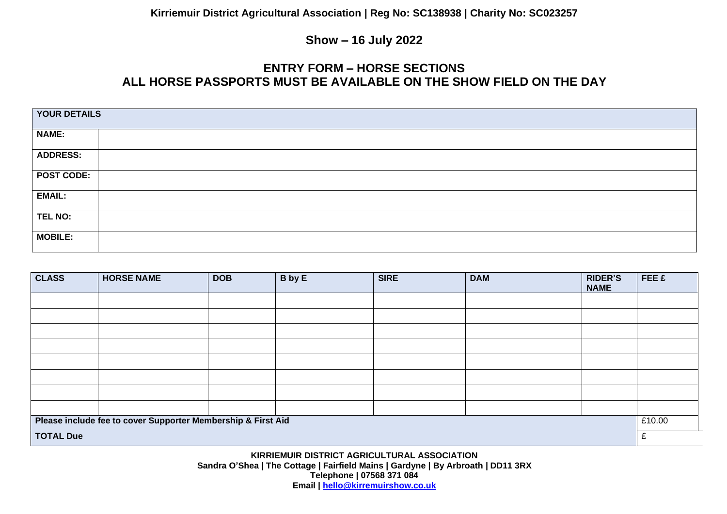**Kirriemuir District Agricultural Association | Reg No: SC138938 | Charity No: SC023257**

## Show – 16 July 2022

## ENTRY FORM – HORSE SECTIONS
## ALL HORSE PASSPORTS MUST BE AVAILABLE ON THE SHOW FIELD ON THE DAY

| YOUR DETAILS | |
|---|---|
| NAME: | |
| ADDRESS: | |
| POST CODE: | |
| EMAIL: | |
| TEL NO: | |
| MOBILE: | |

| CLASS | HORSE NAME | DOB | B by E | SIRE | DAM | RIDER'S NAME | FEE £ |
|---|---|---|---|---|---|---|---|
| | | | | | | | |
| | | | | | | | |
| | | | | | | | |
| | | | | | | | |
| | | | | | | | |
| | | | | | | | |
| | | | | | | | |
| | | | | | | | |
| Please include fee to cover Supporter Membership & First Aid | | | | | | | £10.00 |
| TOTAL Due | | | | | | | £ |

**KIRRIEMUIR DISTRICT AGRICULTURAL ASSOCIATION**
**Sandra O'Shea | The Cottage | Fairfield Mains | Gardyne | By Arbroath | DD11 3RX**
**Telephone | 07568 371 084**
**Email | hello@kirremuirshow.co.uk**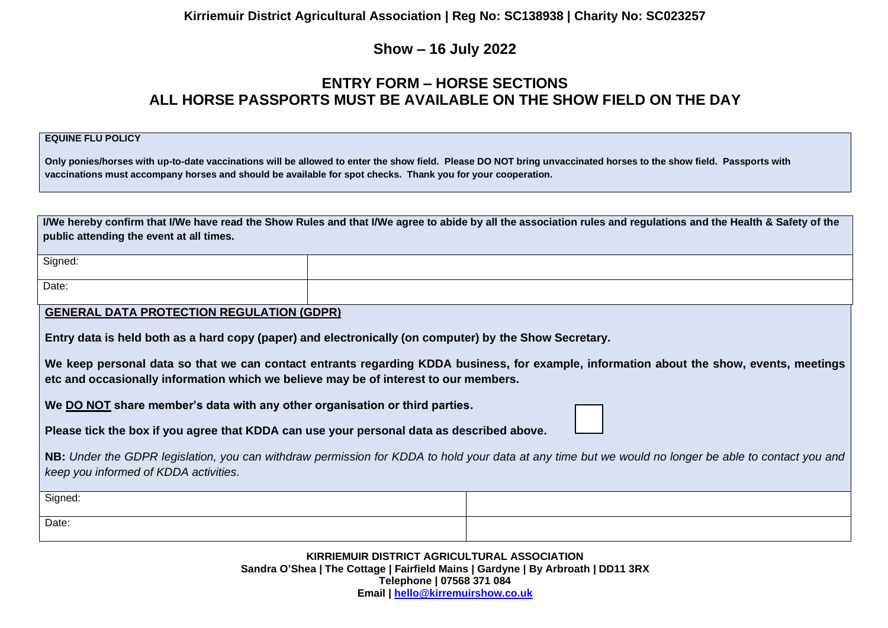**Kirriemuir District Agricultural Association | Reg No: SC138938 | Charity No: SC023257**

## Show – 16 July 2022

# ENTRY FORM – HORSE SECTIONS
# ALL HORSE PASSPORTS MUST BE AVAILABLE ON THE SHOW FIELD ON THE DAY

**EQUINE FLU POLICY**

**Only ponies/horses with up-to-date vaccinations will be allowed to enter the show field. Please DO NOT bring unvaccinated horses to the show field. Passports with vaccinations must accompany horses and should be available for spot checks. Thank you for your cooperation.**

**I/We hereby confirm that I/We have read the Show Rules and that I/We agree to abide by all the association rules and regulations and the Health & Safety of the public attending the event at all times.**

| Signed: | |
|---|---|
| Date: | |

**GENERAL DATA PROTECTION REGULATION (GDPR)**

**Entry data is held both as a hard copy (paper) and electronically (on computer) by the Show Secretary.**

**We keep personal data so that we can contact entrants regarding KDDA business, for example, information about the show, events, meetings etc and occasionally information which we believe may be of interest to our members.**

**We DO NOT share member's data with any other organisation or third parties.**

**Please tick the box if you agree that KDDA can use your personal data as described above.** ☐

**NB:** *Under the GDPR legislation, you can withdraw permission for KDDA to hold your data at any time but we would no longer be able to contact you and keep you informed of KDDA activities.*

| Signed: | |
|---|---|
| Date: | |

**KIRRIEMUIR DISTRICT AGRICULTURAL ASSOCIATION**
**Sandra O'Shea | The Cottage | Fairfield Mains | Gardyne | By Arbroath | DD11 3RX**
**Telephone | 07568 371 084**
**Email | hello@kirremuirshow.co.uk**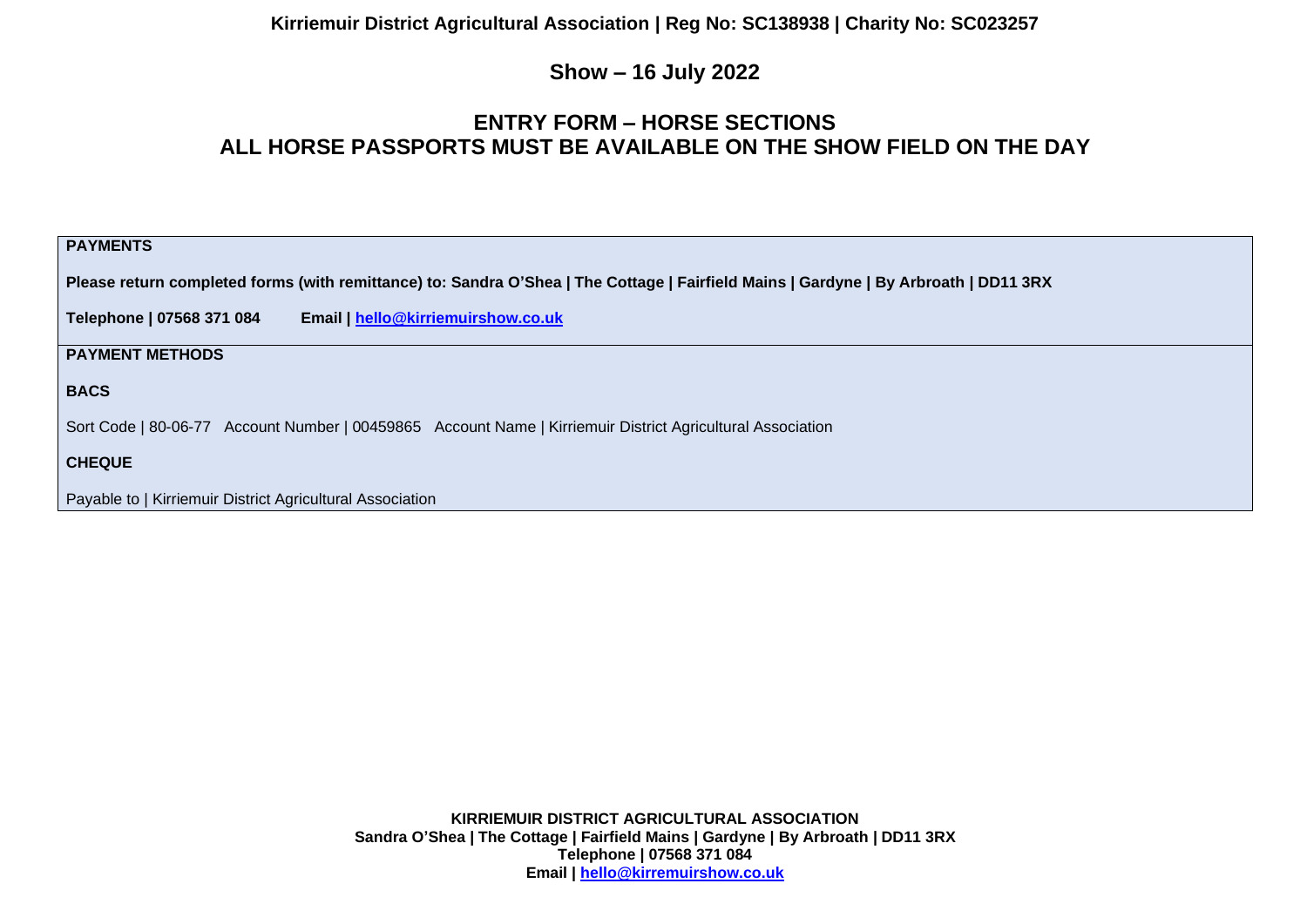**Kirriemuir District Agricultural Association | Reg No: SC138938 | Charity No: SC023257**

## Show – 16 July 2022

## ENTRY FORM – HORSE SECTIONS
## ALL HORSE PASSPORTS MUST BE AVAILABLE ON THE SHOW FIELD ON THE DAY

**PAYMENTS**

**Please return completed forms (with remittance) to: Sandra O'Shea | The Cottage | Fairfield Mains | Gardyne | By Arbroath | DD11 3RX**

**Telephone | 07568 371 084        Email | hello@kirriemuirshow.co.uk**

**PAYMENT METHODS**

**BACS**

Sort Code | 80-06-77   Account Number | 00459865   Account Name | Kirriemuir District Agricultural Association

**CHEQUE**

Payable to | Kirriemuir District Agricultural Association

**KIRRIEMUIR DISTRICT AGRICULTURAL ASSOCIATION**
**Sandra O'Shea | The Cottage | Fairfield Mains | Gardyne | By Arbroath | DD11 3RX**
**Telephone | 07568 371 084**
**Email | hello@kirremuirshow.co.uk**